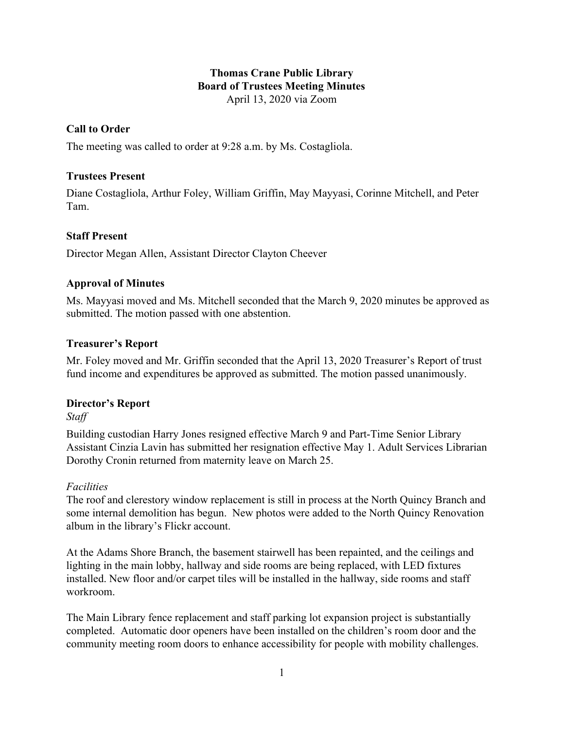# Thomas Crane Public Library
## Board of Trustees Meeting Minutes

April 13, 2020 via Zoom

### Call to Order

The meeting was called to order at 9:28 a.m. by Ms. Costagliola.

### Trustees Present

Diane Costagliola, Arthur Foley, William Griffin, May Mayyasi, Corinne Mitchell, and Peter Tam.

### Staff Present

Director Megan Allen, Assistant Director Clayton Cheever

### Approval of Minutes

Ms. Mayyasi moved and Ms. Mitchell seconded that the March 9, 2020 minutes be approved as submitted. The motion passed with one abstention.

### Treasurer's Report

Mr. Foley moved and Mr. Griffin seconded that the April 13, 2020 Treasurer's Report of trust fund income and expenditures be approved as submitted. The motion passed unanimously.

### Director's Report

*Staff*

Building custodian Harry Jones resigned effective March 9 and Part-Time Senior Library Assistant Cinzia Lavin has submitted her resignation effective May 1. Adult Services Librarian Dorothy Cronin returned from maternity leave on March 25.

*Facilities*

The roof and clerestory window replacement is still in process at the North Quincy Branch and some internal demolition has begun. New photos were added to the North Quincy Renovation album in the library's Flickr account.

At the Adams Shore Branch, the basement stairwell has been repainted, and the ceilings and lighting in the main lobby, hallway and side rooms are being replaced, with LED fixtures installed. New floor and/or carpet tiles will be installed in the hallway, side rooms and staff workroom.

The Main Library fence replacement and staff parking lot expansion project is substantially completed. Automatic door openers have been installed on the children's room door and the community meeting room doors to enhance accessibility for people with mobility challenges.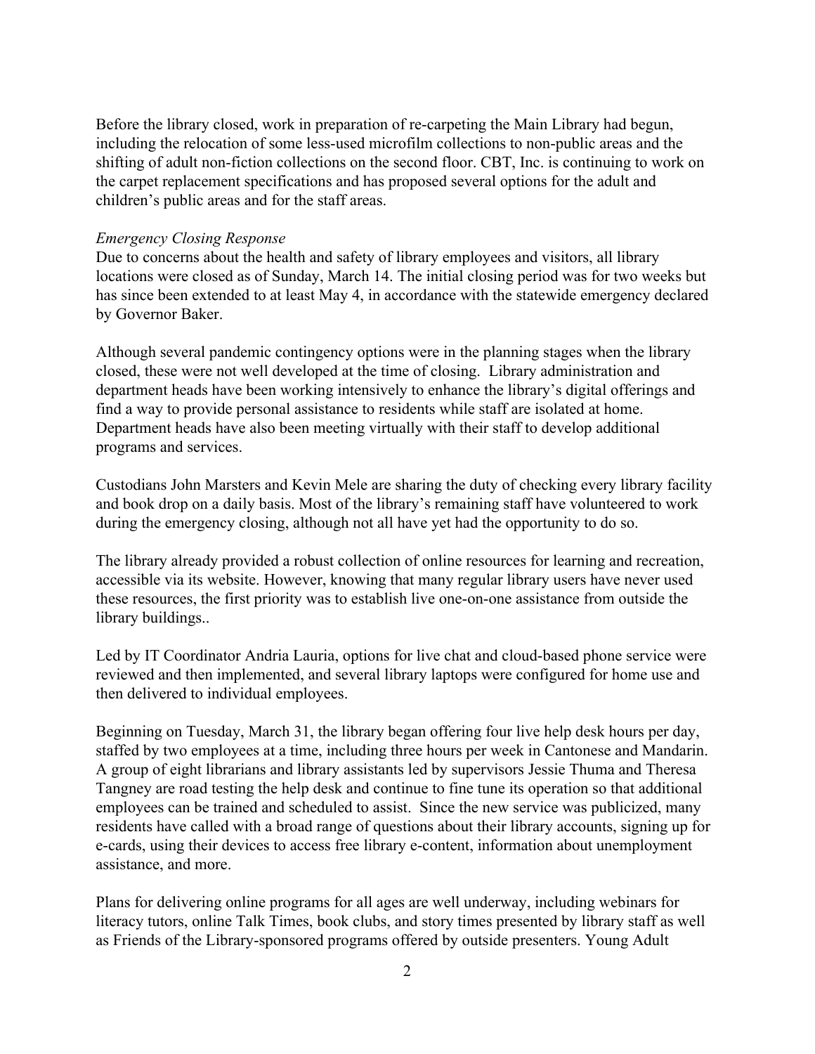Before the library closed, work in preparation of re-carpeting the Main Library had begun, including the relocation of some less-used microfilm collections to non-public areas and the shifting of adult non-fiction collections on the second floor. CBT, Inc. is continuing to work on the carpet replacement specifications and has proposed several options for the adult and children's public areas and for the staff areas.

*Emergency Closing Response*

Due to concerns about the health and safety of library employees and visitors, all library locations were closed as of Sunday, March 14. The initial closing period was for two weeks but has since been extended to at least May 4, in accordance with the statewide emergency declared by Governor Baker.

Although several pandemic contingency options were in the planning stages when the library closed, these were not well developed at the time of closing. Library administration and department heads have been working intensively to enhance the library's digital offerings and find a way to provide personal assistance to residents while staff are isolated at home. Department heads have also been meeting virtually with their staff to develop additional programs and services.

Custodians John Marsters and Kevin Mele are sharing the duty of checking every library facility and book drop on a daily basis. Most of the library's remaining staff have volunteered to work during the emergency closing, although not all have yet had the opportunity to do so.

The library already provided a robust collection of online resources for learning and recreation, accessible via its website. However, knowing that many regular library users have never used these resources, the first priority was to establish live one-on-one assistance from outside the library buildings..

Led by IT Coordinator Andria Lauria, options for live chat and cloud-based phone service were reviewed and then implemented, and several library laptops were configured for home use and then delivered to individual employees.

Beginning on Tuesday, March 31, the library began offering four live help desk hours per day, staffed by two employees at a time, including three hours per week in Cantonese and Mandarin. A group of eight librarians and library assistants led by supervisors Jessie Thuma and Theresa Tangney are road testing the help desk and continue to fine tune its operation so that additional employees can be trained and scheduled to assist. Since the new service was publicized, many residents have called with a broad range of questions about their library accounts, signing up for e-cards, using their devices to access free library e-content, information about unemployment assistance, and more.

Plans for delivering online programs for all ages are well underway, including webinars for literacy tutors, online Talk Times, book clubs, and story times presented by library staff as well as Friends of the Library-sponsored programs offered by outside presenters. Young Adult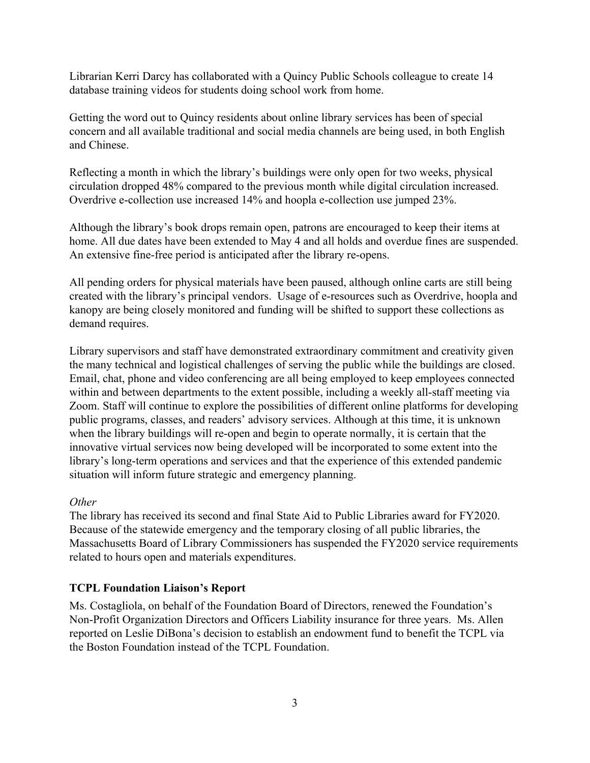Librarian Kerri Darcy has collaborated with a Quincy Public Schools colleague to create 14 database training videos for students doing school work from home.

Getting the word out to Quincy residents about online library services has been of special concern and all available traditional and social media channels are being used, in both English and Chinese.

Reflecting a month in which the library's buildings were only open for two weeks, physical circulation dropped 48% compared to the previous month while digital circulation increased. Overdrive e-collection use increased 14% and hoopla e-collection use jumped 23%.

Although the library's book drops remain open, patrons are encouraged to keep their items at home. All due dates have been extended to May 4 and all holds and overdue fines are suspended. An extensive fine-free period is anticipated after the library re-opens.

All pending orders for physical materials have been paused, although online carts are still being created with the library's principal vendors. Usage of e-resources such as Overdrive, hoopla and kanopy are being closely monitored and funding will be shifted to support these collections as demand requires.

Library supervisors and staff have demonstrated extraordinary commitment and creativity given the many technical and logistical challenges of serving the public while the buildings are closed. Email, chat, phone and video conferencing are all being employed to keep employees connected within and between departments to the extent possible, including a weekly all-staff meeting via Zoom. Staff will continue to explore the possibilities of different online platforms for developing public programs, classes, and readers' advisory services. Although at this time, it is unknown when the library buildings will re-open and begin to operate normally, it is certain that the innovative virtual services now being developed will be incorporated to some extent into the library's long-term operations and services and that the experience of this extended pandemic situation will inform future strategic and emergency planning.

*Other*

The library has received its second and final State Aid to Public Libraries award for FY2020. Because of the statewide emergency and the temporary closing of all public libraries, the Massachusetts Board of Library Commissioners has suspended the FY2020 service requirements related to hours open and materials expenditures.

**TCPL Foundation Liaison's Report**

Ms. Costagliola, on behalf of the Foundation Board of Directors, renewed the Foundation's Non-Profit Organization Directors and Officers Liability insurance for three years. Ms. Allen reported on Leslie DiBona's decision to establish an endowment fund to benefit the TCPL via the Boston Foundation instead of the TCPL Foundation.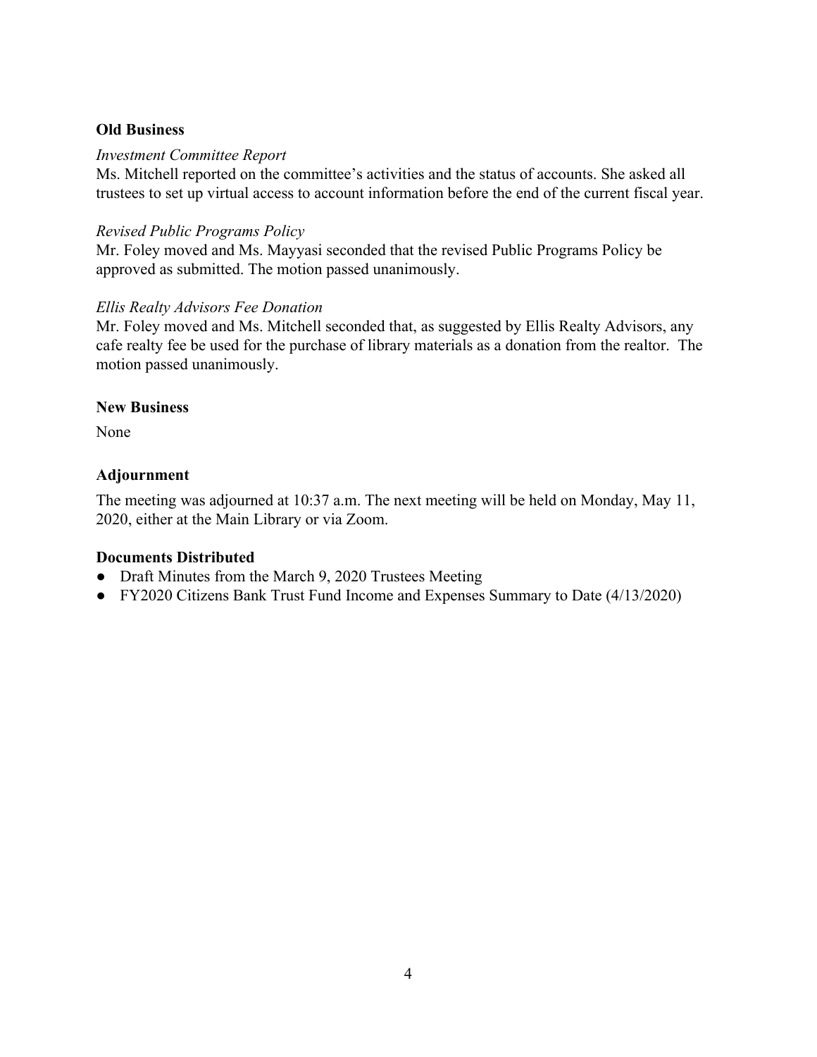**Old Business**

*Investment Committee Report*

Ms. Mitchell reported on the committee's activities and the status of accounts. She asked all trustees to set up virtual access to account information before the end of the current fiscal year.

*Revised Public Programs Policy*

Mr. Foley moved and Ms. Mayyasi seconded that the revised Public Programs Policy be approved as submitted. The motion passed unanimously.

*Ellis Realty Advisors Fee Donation*

Mr. Foley moved and Ms. Mitchell seconded that, as suggested by Ellis Realty Advisors, any cafe realty fee be used for the purchase of library materials as a donation from the realtor. The motion passed unanimously.

**New Business**

None

**Adjournment**

The meeting was adjourned at 10:37 a.m. The next meeting will be held on Monday, May 11, 2020, either at the Main Library or via Zoom.

**Documents Distributed**

- Draft Minutes from the March 9, 2020 Trustees Meeting
- FY2020 Citizens Bank Trust Fund Income and Expenses Summary to Date (4/13/2020)